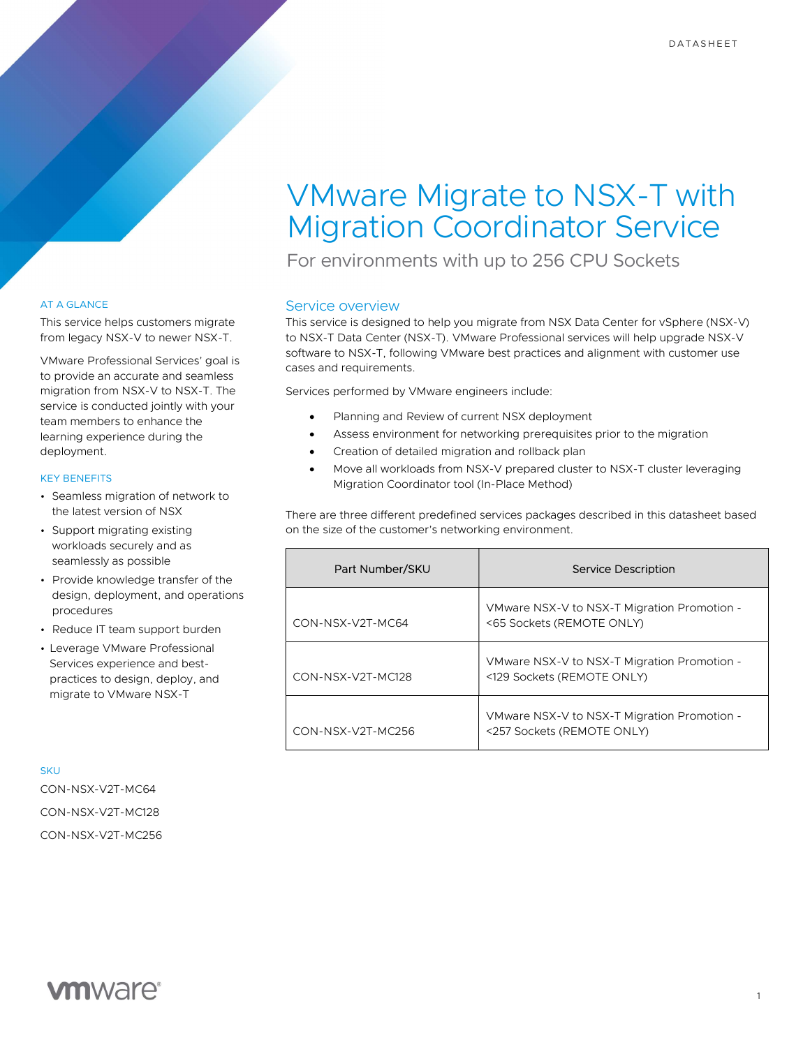DATASHEET

# VMware Migrate to NSX-T with Migration Coordinator Service

## For environments with up to 256 CPU Sockets

### AT A GLANCE

This service helps customers migrate from legacy NSX-V to newer NSX-T.

VMware Professional Services' goal is to provide an accurate and seamless migration from NSX-V to NSX-T. The service is conducted jointly with your team members to enhance the learning experience during the deployment.

### KEY BENEFITS

- Seamless migration of network to the latest version of NSX
- Support migrating existing workloads securely and as seamlessly as possible
- Provide knowledge transfer of the design, deployment, and operations procedures
- Reduce IT team support burden
- Leverage VMware Professional Services experience and best-practices to design, deploy, and migrate to VMware NSX-T

### SKU

CON-NSX-V2T-MC64

CON-NSX-V2T-MC128

CON-NSX-V2T-MC256

## Service overview

This service is designed to help you migrate from NSX Data Center for vSphere (NSX-V) to NSX-T Data Center (NSX-T). VMware Professional services will help upgrade NSX-V software to NSX-T, following VMware best practices and alignment with customer use cases and requirements.

Services performed by VMware engineers include:

- Planning and Review of current NSX deployment
- Assess environment for networking prerequisites prior to the migration
- Creation of detailed migration and rollback plan
- Move all workloads from NSX-V prepared cluster to NSX-T cluster leveraging Migration Coordinator tool (In-Place Method)

There are three different predefined services packages described in this datasheet based on the size of the customer's networking environment.

| Part Number/SKU | Service Description |
|---|---|
| CON-NSX-V2T-MC64 | VMware NSX-V to NSX-T Migration Promotion - <65 Sockets (REMOTE ONLY) |
| CON-NSX-V2T-MC128 | VMware NSX-V to NSX-T Migration Promotion - <129 Sockets (REMOTE ONLY) |
| CON-NSX-V2T-MC256 | VMware NSX-V to NSX-T Migration Promotion - <257 Sockets (REMOTE ONLY) |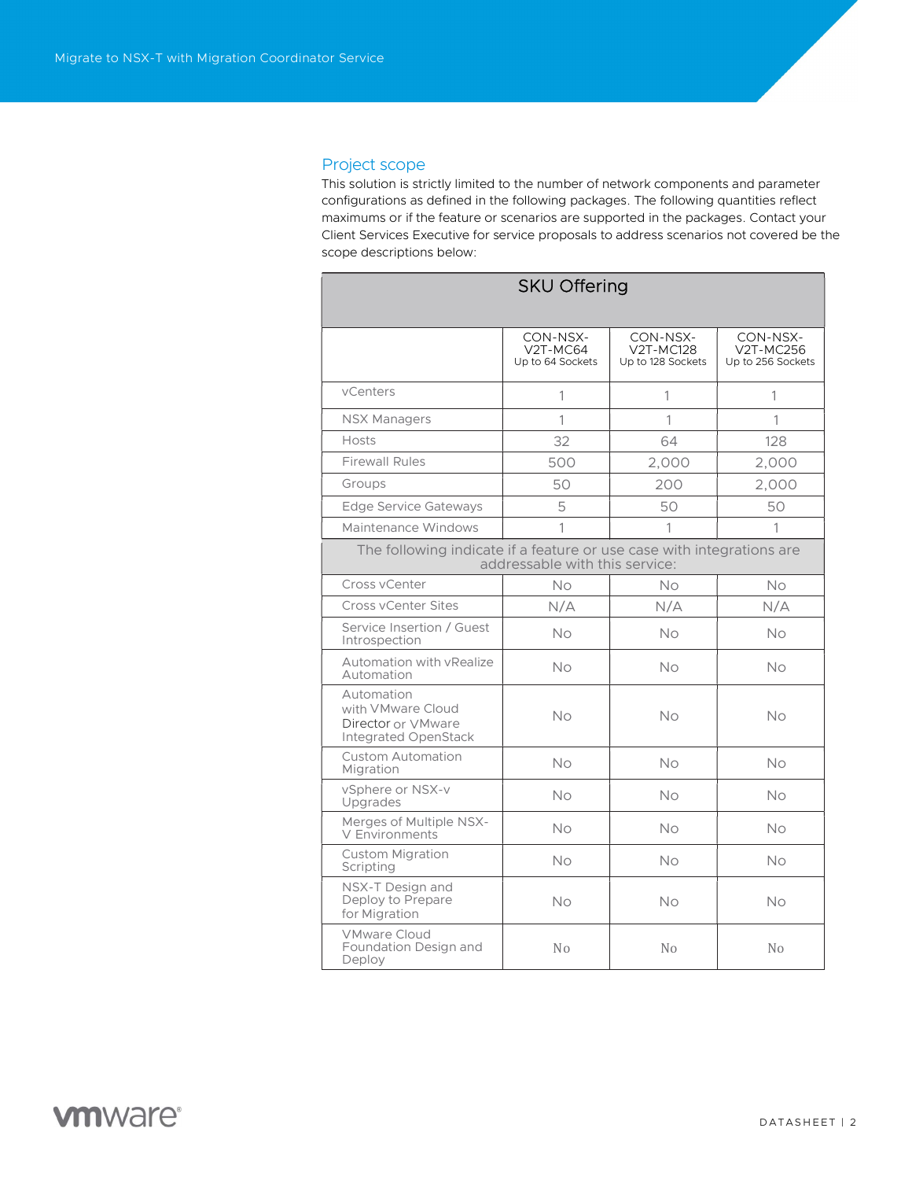## Project scope

This solution is strictly limited to the number of network components and parameter configurations as defined in the following packages. The following quantities reflect maximums or if the feature or scenarios are supported in the packages. Contact your Client Services Executive for service proposals to address scenarios not covered be the scope descriptions below:

| SKU Offering | | | |
|---|---|---|---|
| | CON-NSX-V2T-MC64 Up to 64 Sockets | CON-NSX-V2T-MC128 Up to 128 Sockets | CON-NSX-V2T-MC256 Up to 256 Sockets |
| vCenters | 1 | 1 | 1 |
| NSX Managers | 1 | 1 | 1 |
| Hosts | 32 | 64 | 128 |
| Firewall Rules | 500 | 2,000 | 2,000 |
| Groups | 50 | 200 | 2,000 |
| Edge Service Gateways | 5 | 50 | 50 |
| Maintenance Windows | 1 | 1 | 1 |
| The following indicate if a feature or use case with integrations are addressable with this service: | | | |
| Cross vCenter | No | No | No |
| Cross vCenter Sites | N/A | N/A | N/A |
| Service Insertion / Guest Introspection | No | No | No |
| Automation with vRealize Automation | No | No | No |
| Automation with VMware Cloud Director or VMware Integrated OpenStack | No | No | No |
| Custom Automation Migration | No | No | No |
| vSphere or NSX-v Upgrades | No | No | No |
| Merges of Multiple NSX-V Environments | No | No | No |
| Custom Migration Scripting | No | No | No |
| NSX-T Design and Deploy to Prepare for Migration | No | No | No |
| VMware Cloud Foundation Design and Deploy | No | No | No |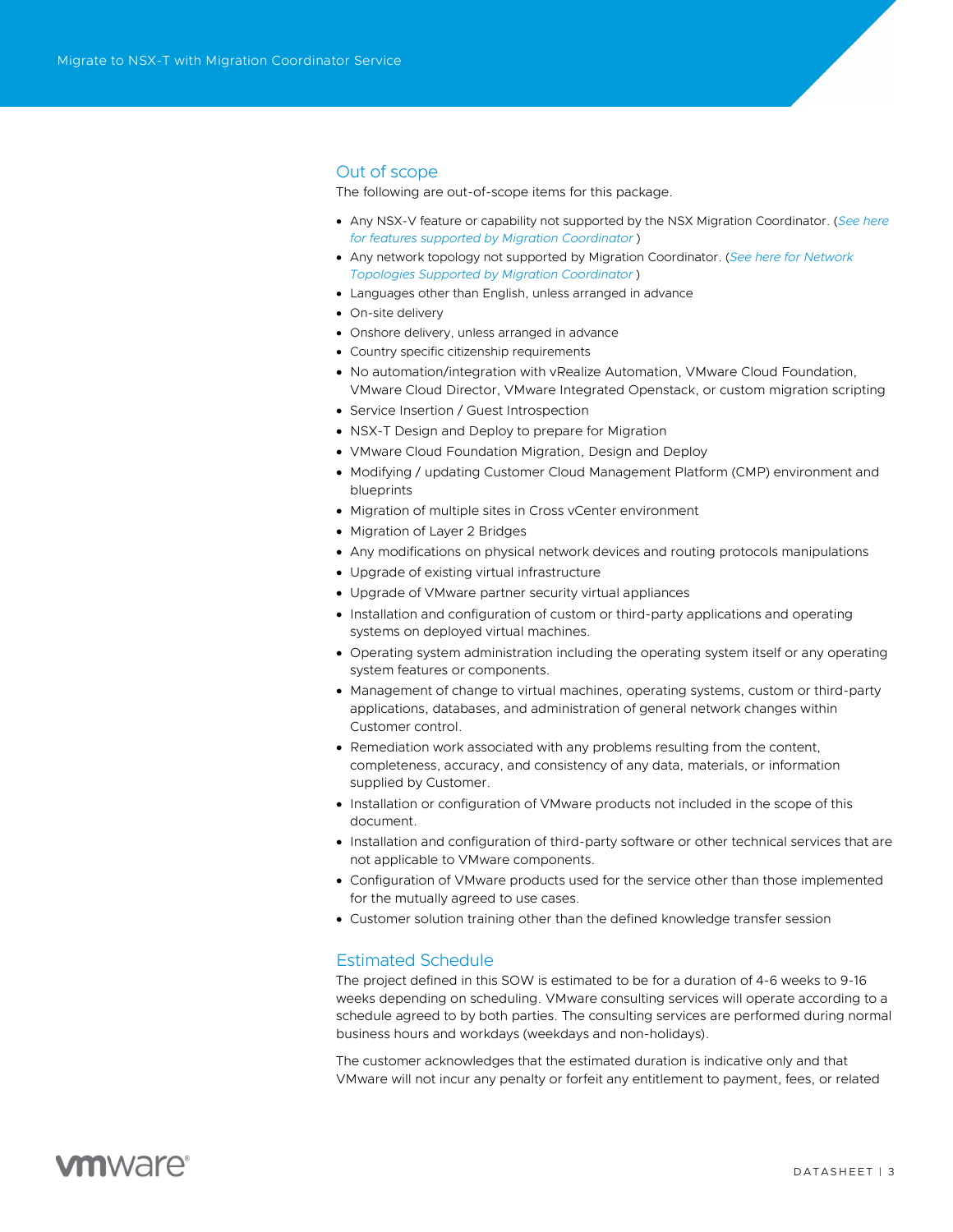## Out of scope

The following are out-of-scope items for this package.

- Any NSX-V feature or capability not supported by the NSX Migration Coordinator. (*See here for features supported by Migration Coordinator* )
- Any network topology not supported by Migration Coordinator. (*See here for Network Topologies Supported by Migration Coordinator* )
- Languages other than English, unless arranged in advance
- On-site delivery
- Onshore delivery, unless arranged in advance
- Country specific citizenship requirements
- No automation/integration with vRealize Automation, VMware Cloud Foundation, VMware Cloud Director, VMware Integrated Openstack, or custom migration scripting
- Service Insertion / Guest Introspection
- NSX-T Design and Deploy to prepare for Migration
- VMware Cloud Foundation Migration, Design and Deploy
- Modifying / updating Customer Cloud Management Platform (CMP) environment and blueprints
- Migration of multiple sites in Cross vCenter environment
- Migration of Layer 2 Bridges
- Any modifications on physical network devices and routing protocols manipulations
- Upgrade of existing virtual infrastructure
- Upgrade of VMware partner security virtual appliances
- Installation and configuration of custom or third-party applications and operating systems on deployed virtual machines.
- Operating system administration including the operating system itself or any operating system features or components.
- Management of change to virtual machines, operating systems, custom or third-party applications, databases, and administration of general network changes within Customer control.
- Remediation work associated with any problems resulting from the content, completeness, accuracy, and consistency of any data, materials, or information supplied by Customer.
- Installation or configuration of VMware products not included in the scope of this document.
- Installation and configuration of third-party software or other technical services that are not applicable to VMware components.
- Configuration of VMware products used for the service other than those implemented for the mutually agreed to use cases.
- Customer solution training other than the defined knowledge transfer session

## Estimated Schedule

The project defined in this SOW is estimated to be for a duration of 4-6 weeks to 9-16 weeks depending on scheduling. VMware consulting services will operate according to a schedule agreed to by both parties. The consulting services are performed during normal business hours and workdays (weekdays and non-holidays).

The customer acknowledges that the estimated duration is indicative only and that VMware will not incur any penalty or forfeit any entitlement to payment, fees, or related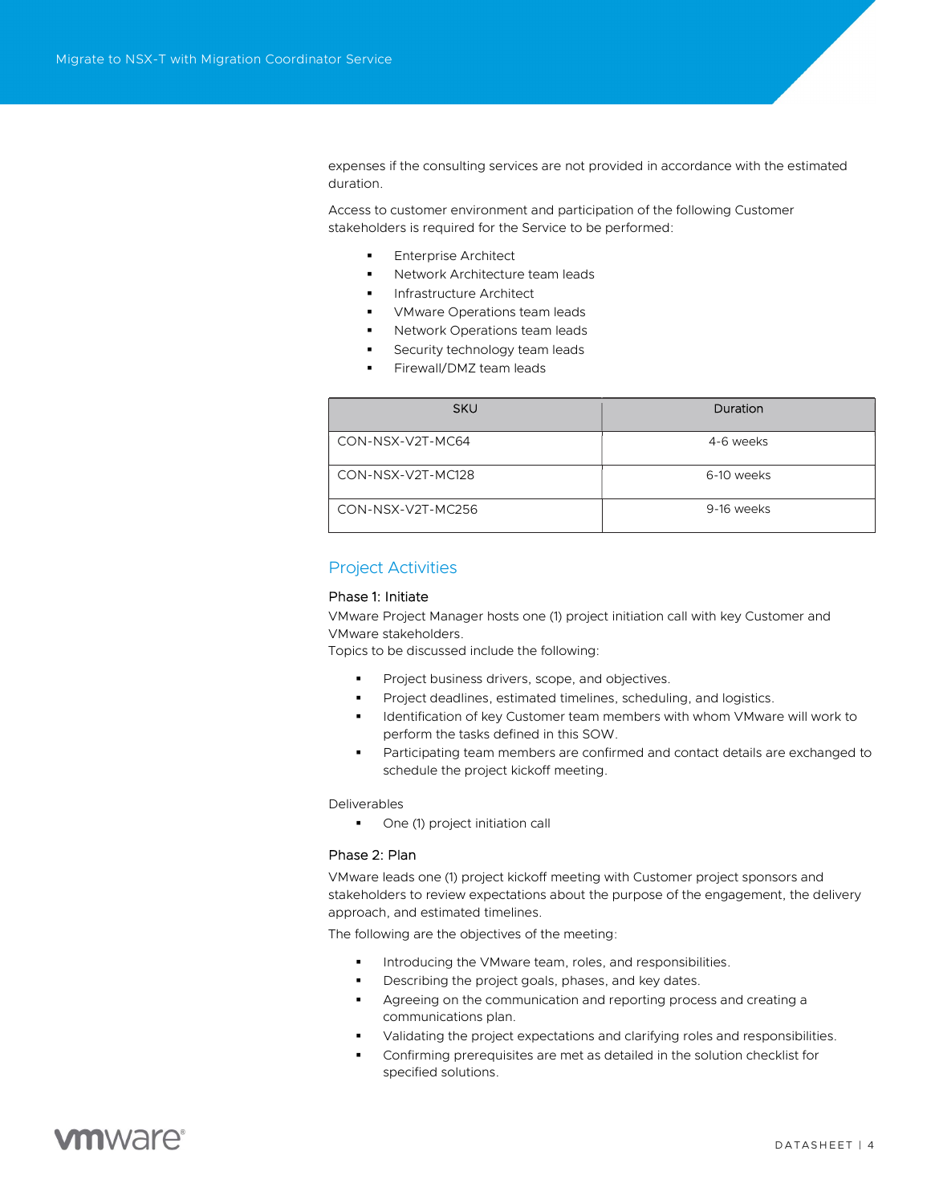expenses if the consulting services are not provided in accordance with the estimated duration.

Access to customer environment and participation of the following Customer stakeholders is required for the Service to be performed:

- Enterprise Architect
- Network Architecture team leads
- Infrastructure Architect
- VMware Operations team leads
- Network Operations team leads
- Security technology team leads
- Firewall/DMZ team leads

| SKU | Duration |
| --- | --- |
| CON-NSX-V2T-MC64 | 4-6 weeks |
| CON-NSX-V2T-MC128 | 6-10 weeks |
| CON-NSX-V2T-MC256 | 9-16 weeks |

## Project Activities

### Phase 1: Initiate

VMware Project Manager hosts one (1) project initiation call with key Customer and VMware stakeholders.
Topics to be discussed include the following:

- Project business drivers, scope, and objectives.
- Project deadlines, estimated timelines, scheduling, and logistics.
- Identification of key Customer team members with whom VMware will work to perform the tasks defined in this SOW.
- Participating team members are confirmed and contact details are exchanged to schedule the project kickoff meeting.

Deliverables

- One (1) project initiation call

### Phase 2: Plan

VMware leads one (1) project kickoff meeting with Customer project sponsors and stakeholders to review expectations about the purpose of the engagement, the delivery approach, and estimated timelines.

The following are the objectives of the meeting:

- Introducing the VMware team, roles, and responsibilities.
- Describing the project goals, phases, and key dates.
- Agreeing on the communication and reporting process and creating a communications plan.
- Validating the project expectations and clarifying roles and responsibilities.
- Confirming prerequisites are met as detailed in the solution checklist for specified solutions.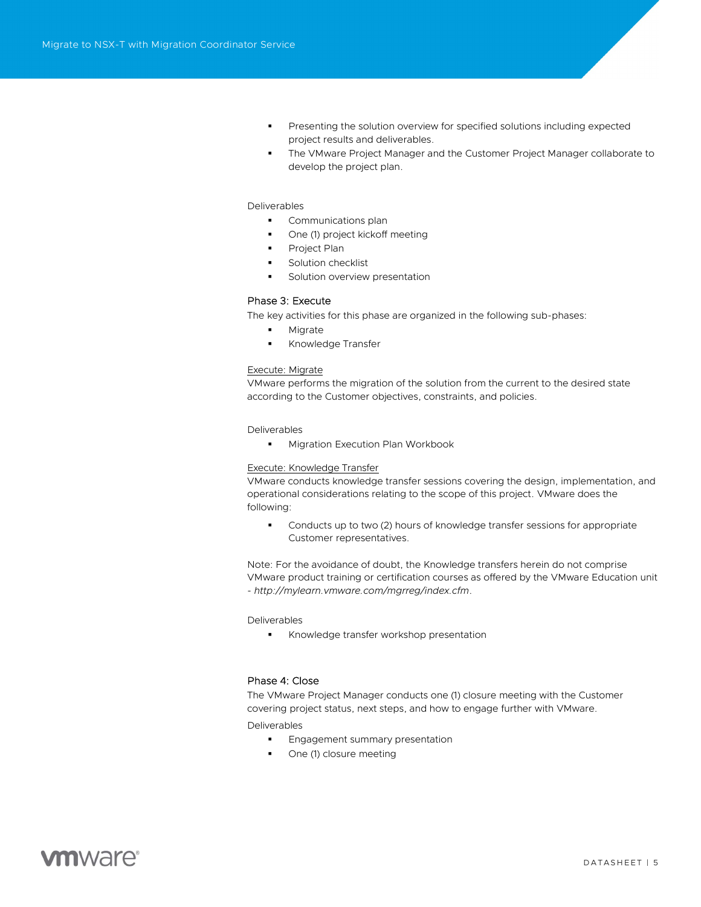- Presenting the solution overview for specified solutions including expected project results and deliverables.
- The VMware Project Manager and the Customer Project Manager collaborate to develop the project plan.

Deliverables

- Communications plan
- One (1) project kickoff meeting
- Project Plan
- Solution checklist
- Solution overview presentation

### Phase 3: Execute

The key activities for this phase are organized in the following sub-phases:

- Migrate
- Knowledge Transfer

#### Execute: Migrate

VMware performs the migration of the solution from the current to the desired state according to the Customer objectives, constraints, and policies.

Deliverables

- Migration Execution Plan Workbook

#### Execute: Knowledge Transfer

VMware conducts knowledge transfer sessions covering the design, implementation, and operational considerations relating to the scope of this project. VMware does the following:

- Conducts up to two (2) hours of knowledge transfer sessions for appropriate Customer representatives.

Note: For the avoidance of doubt, the Knowledge transfers herein do not comprise VMware product training or certification courses as offered by the VMware Education unit - *http://mylearn.vmware.com/mgrreg/index.cfm*.

Deliverables

- Knowledge transfer workshop presentation

### Phase 4: Close

The VMware Project Manager conducts one (1) closure meeting with the Customer covering project status, next steps, and how to engage further with VMware.

Deliverables

- Engagement summary presentation
- One (1) closure meeting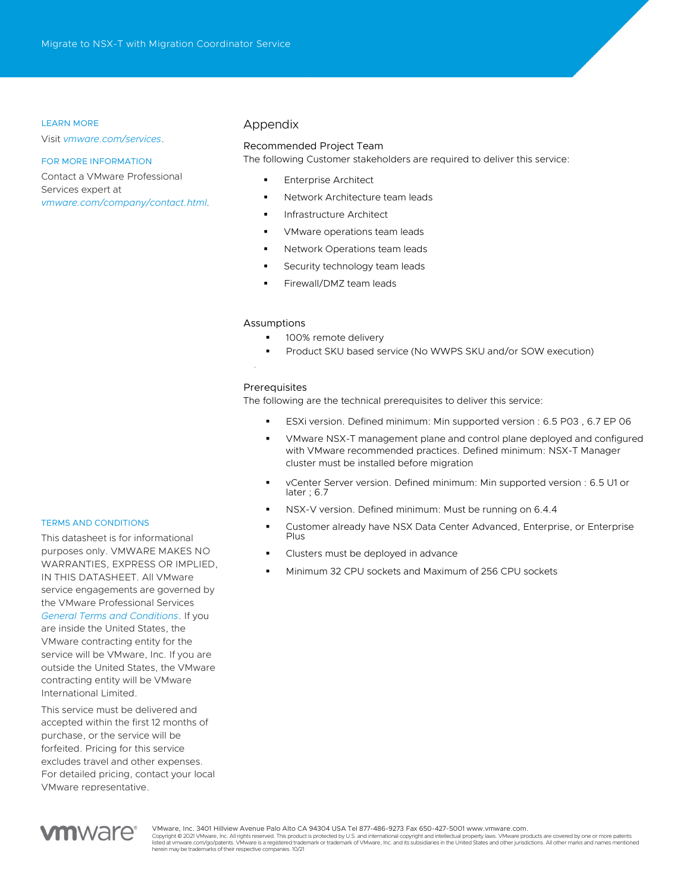LEARN MORE

Visit *vmware.com/services*.

FOR MORE INFORMATION

Contact a VMware Professional Services expert at *vmware.com/company/contact.html*.

TERMS AND CONDITIONS

This datasheet is for informational purposes only. VMWARE MAKES NO WARRANTIES, EXPRESS OR IMPLIED, IN THIS DATASHEET. All VMware service engagements are governed by the VMware Professional Services *General Terms and Conditions*. If you are inside the United States, the VMware contracting entity for the service will be VMware, Inc. If you are outside the United States, the VMware contracting entity will be VMware International Limited.

This service must be delivered and accepted within the first 12 months of purchase, or the service will be forfeited. Pricing for this service excludes travel and other expenses. For detailed pricing, contact your local VMware representative.

## Appendix

### Recommended Project Team

The following Customer stakeholders are required to deliver this service:

- Enterprise Architect
- Network Architecture team leads
- Infrastructure Architect
- VMware operations team leads
- Network Operations team leads
- Security technology team leads
- Firewall/DMZ team leads

### Assumptions

- 100% remote delivery
- Product SKU based service (No WWPS SKU and/or SOW execution)

### Prerequisites

The following are the technical prerequisites to deliver this service:

- ESXi version. Defined minimum: Min supported version : 6.5 P03 , 6.7 EP 06
- VMware NSX-T management plane and control plane deployed and configured with VMware recommended practices. Defined minimum: NSX-T Manager cluster must be installed before migration
- vCenter Server version. Defined minimum: Min supported version : 6.5 U1 or later ; 6.7
- NSX-V version. Defined minimum: Must be running on 6.4.4
- Customer already have NSX Data Center Advanced, Enterprise, or Enterprise Plus
- Clusters must be deployed in advance
- Minimum 32 CPU sockets and Maximum of 256 CPU sockets

VMware, Inc. 3401 Hillview Avenue Palo Alto CA 94304 USA Tel 877-486-9273 Fax 650-427-5001 www.vmware.com.
Copyright © 2021 VMware, Inc. All rights reserved. This product is protected by U.S. and international copyright and intellectual property laws. VMware products are covered by one or more patents listed at vmware.com/go/patents. VMware is a registered trademark or trademark of VMware, Inc. and its subsidiaries in the United States and other jurisdictions. All other marks and names mentioned herein may be trademarks of their respective companies. 10/21